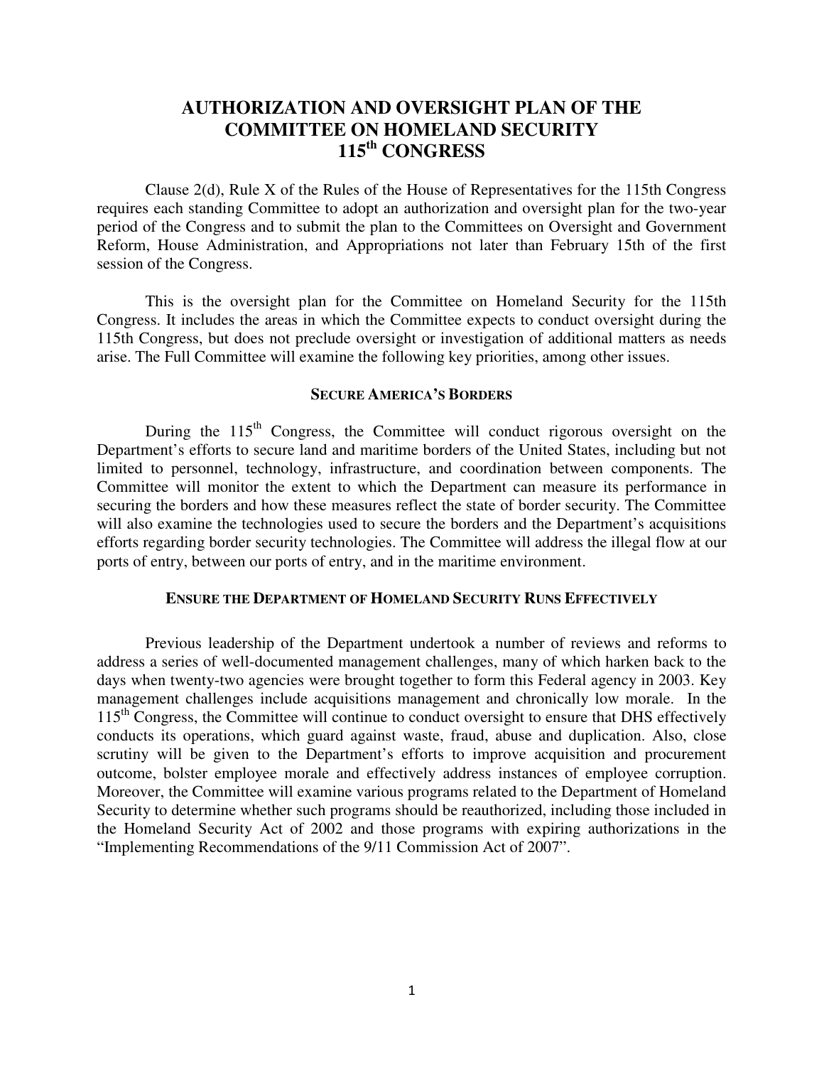# AUTHORIZATION AND OVERSIGHT PLAN OF THE COMMITTEE ON HOMELAND SECURITY 115th CONGRESS

Clause 2(d), Rule X of the Rules of the House of Representatives for the 115th Congress requires each standing Committee to adopt an authorization and oversight plan for the two-year period of the Congress and to submit the plan to the Committees on Oversight and Government Reform, House Administration, and Appropriations not later than February 15th of the first session of the Congress.

This is the oversight plan for the Committee on Homeland Security for the 115th Congress. It includes the areas in which the Committee expects to conduct oversight during the 115th Congress, but does not preclude oversight or investigation of additional matters as needs arise. The Full Committee will examine the following key priorities, among other issues.

## SECURE AMERICA'S BORDERS

During the 115th Congress, the Committee will conduct rigorous oversight on the Department's efforts to secure land and maritime borders of the United States, including but not limited to personnel, technology, infrastructure, and coordination between components. The Committee will monitor the extent to which the Department can measure its performance in securing the borders and how these measures reflect the state of border security. The Committee will also examine the technologies used to secure the borders and the Department's acquisitions efforts regarding border security technologies. The Committee will address the illegal flow at our ports of entry, between our ports of entry, and in the maritime environment.

## ENSURE THE DEPARTMENT OF HOMELAND SECURITY RUNS EFFECTIVELY

Previous leadership of the Department undertook a number of reviews and reforms to address a series of well-documented management challenges, many of which harken back to the days when twenty-two agencies were brought together to form this Federal agency in 2003. Key management challenges include acquisitions management and chronically low morale. In the 115th Congress, the Committee will continue to conduct oversight to ensure that DHS effectively conducts its operations, which guard against waste, fraud, abuse and duplication. Also, close scrutiny will be given to the Department's efforts to improve acquisition and procurement outcome, bolster employee morale and effectively address instances of employee corruption. Moreover, the Committee will examine various programs related to the Department of Homeland Security to determine whether such programs should be reauthorized, including those included in the Homeland Security Act of 2002 and those programs with expiring authorizations in the "Implementing Recommendations of the 9/11 Commission Act of 2007".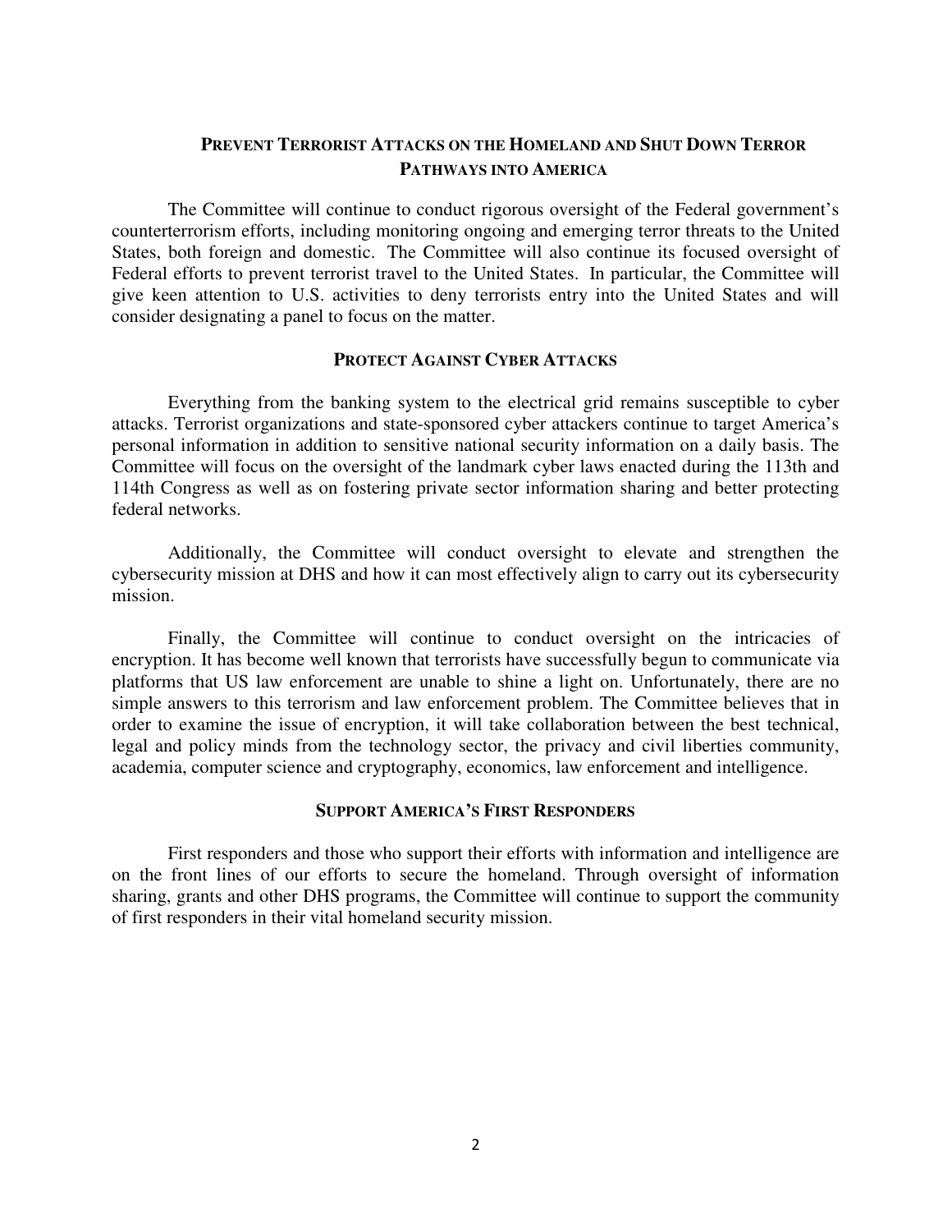## Prevent Terrorist Attacks on the Homeland and Shut Down Terror Pathways into America

The Committee will continue to conduct rigorous oversight of the Federal government's counterterrorism efforts, including monitoring ongoing and emerging terror threats to the United States, both foreign and domestic. The Committee will also continue its focused oversight of Federal efforts to prevent terrorist travel to the United States. In particular, the Committee will give keen attention to U.S. activities to deny terrorists entry into the United States and will consider designating a panel to focus on the matter.

## Protect Against Cyber Attacks

Everything from the banking system to the electrical grid remains susceptible to cyber attacks. Terrorist organizations and state-sponsored cyber attackers continue to target America's personal information in addition to sensitive national security information on a daily basis. The Committee will focus on the oversight of the landmark cyber laws enacted during the 113th and 114th Congress as well as on fostering private sector information sharing and better protecting federal networks.

Additionally, the Committee will conduct oversight to elevate and strengthen the cybersecurity mission at DHS and how it can most effectively align to carry out its cybersecurity mission.

Finally, the Committee will continue to conduct oversight on the intricacies of encryption. It has become well known that terrorists have successfully begun to communicate via platforms that US law enforcement are unable to shine a light on. Unfortunately, there are no simple answers to this terrorism and law enforcement problem. The Committee believes that in order to examine the issue of encryption, it will take collaboration between the best technical, legal and policy minds from the technology sector, the privacy and civil liberties community, academia, computer science and cryptography, economics, law enforcement and intelligence.

## Support America's First Responders

First responders and those who support their efforts with information and intelligence are on the front lines of our efforts to secure the homeland. Through oversight of information sharing, grants and other DHS programs, the Committee will continue to support the community of first responders in their vital homeland security mission.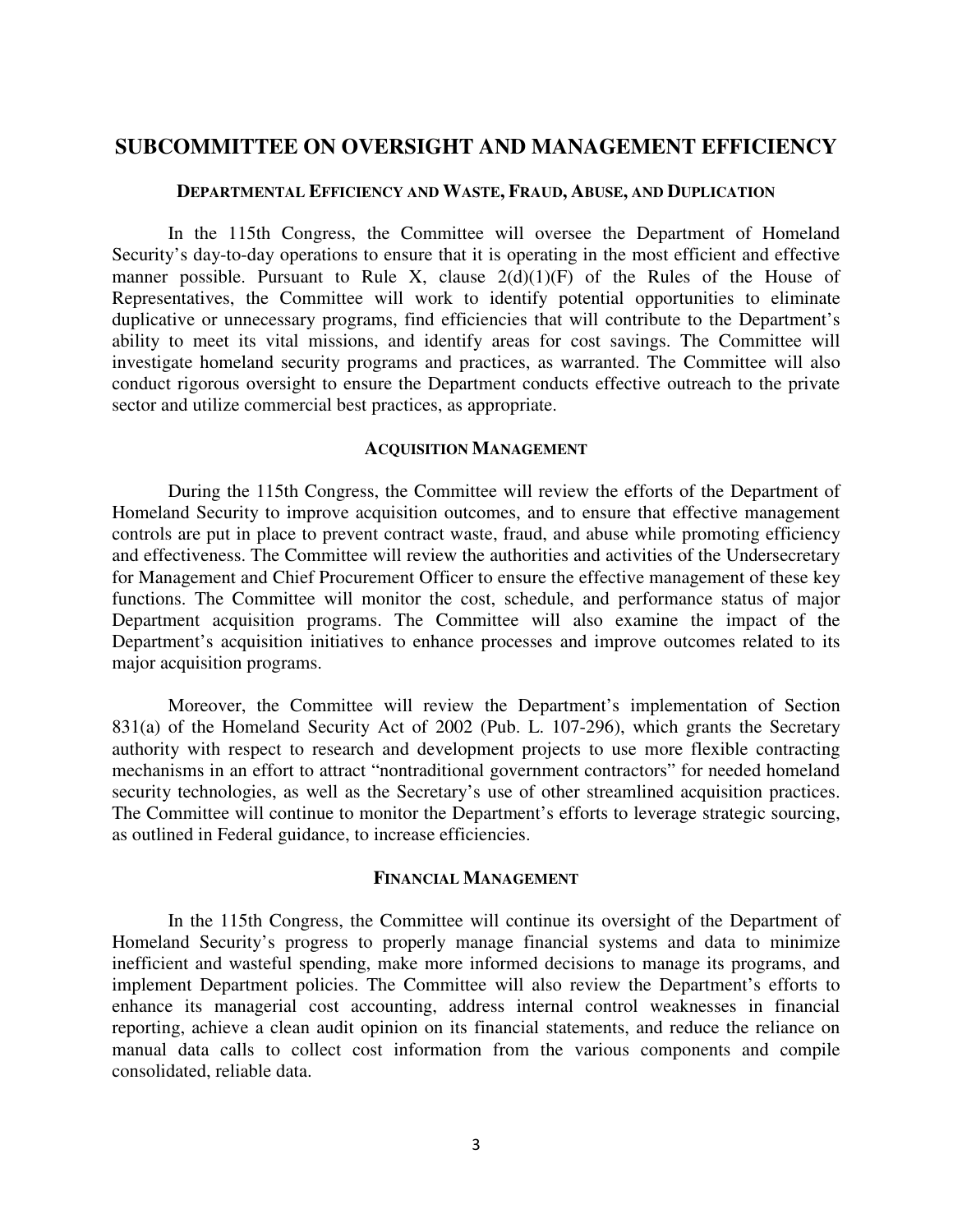## SUBCOMMITTEE ON OVERSIGHT AND MANAGEMENT EFFICIENCY

### DEPARTMENTAL EFFICIENCY AND WASTE, FRAUD, ABUSE, AND DUPLICATION

In the 115th Congress, the Committee will oversee the Department of Homeland Security's day-to-day operations to ensure that it is operating in the most efficient and effective manner possible. Pursuant to Rule X, clause 2(d)(1)(F) of the Rules of the House of Representatives, the Committee will work to identify potential opportunities to eliminate duplicative or unnecessary programs, find efficiencies that will contribute to the Department's ability to meet its vital missions, and identify areas for cost savings. The Committee will investigate homeland security programs and practices, as warranted. The Committee will also conduct rigorous oversight to ensure the Department conducts effective outreach to the private sector and utilize commercial best practices, as appropriate.

### ACQUISITION MANAGEMENT

During the 115th Congress, the Committee will review the efforts of the Department of Homeland Security to improve acquisition outcomes, and to ensure that effective management controls are put in place to prevent contract waste, fraud, and abuse while promoting efficiency and effectiveness. The Committee will review the authorities and activities of the Undersecretary for Management and Chief Procurement Officer to ensure the effective management of these key functions. The Committee will monitor the cost, schedule, and performance status of major Department acquisition programs. The Committee will also examine the impact of the Department's acquisition initiatives to enhance processes and improve outcomes related to its major acquisition programs.

Moreover, the Committee will review the Department's implementation of Section 831(a) of the Homeland Security Act of 2002 (Pub. L. 107-296), which grants the Secretary authority with respect to research and development projects to use more flexible contracting mechanisms in an effort to attract "nontraditional government contractors" for needed homeland security technologies, as well as the Secretary's use of other streamlined acquisition practices. The Committee will continue to monitor the Department's efforts to leverage strategic sourcing, as outlined in Federal guidance, to increase efficiencies.

### FINANCIAL MANAGEMENT

In the 115th Congress, the Committee will continue its oversight of the Department of Homeland Security's progress to properly manage financial systems and data to minimize inefficient and wasteful spending, make more informed decisions to manage its programs, and implement Department policies. The Committee will also review the Department's efforts to enhance its managerial cost accounting, address internal control weaknesses in financial reporting, achieve a clean audit opinion on its financial statements, and reduce the reliance on manual data calls to collect cost information from the various components and compile consolidated, reliable data.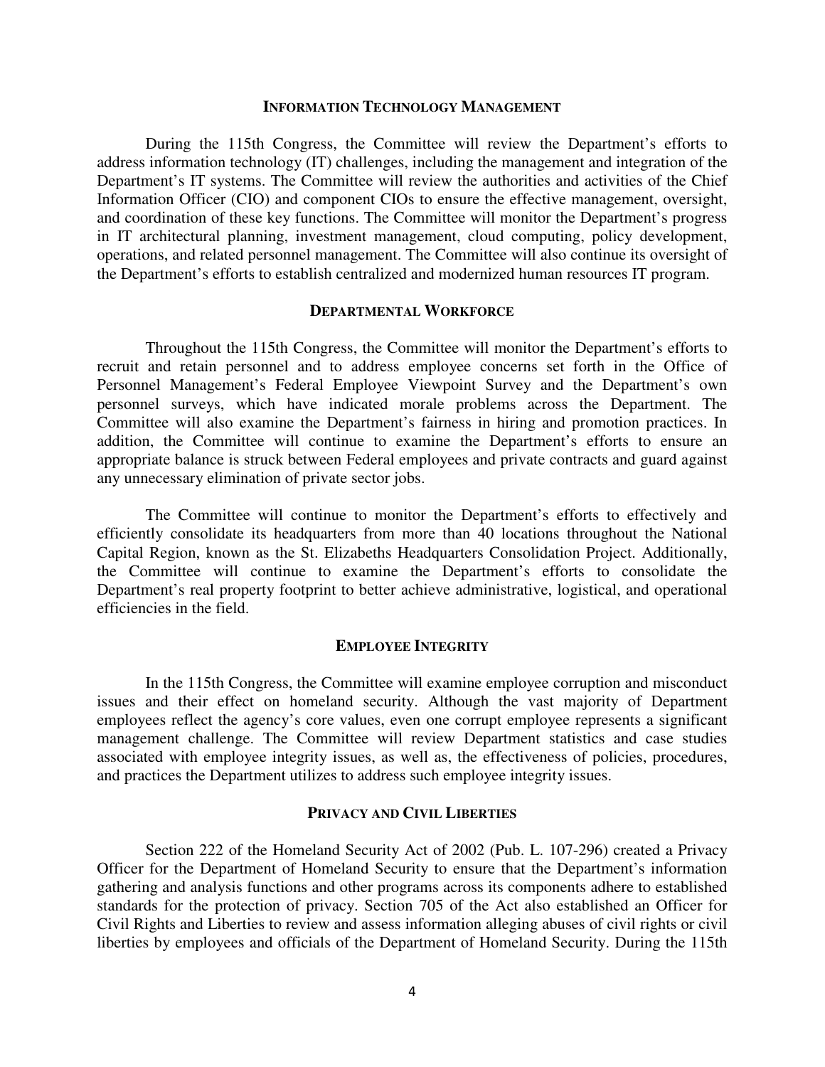## Information Technology Management

During the 115th Congress, the Committee will review the Department's efforts to address information technology (IT) challenges, including the management and integration of the Department's IT systems. The Committee will review the authorities and activities of the Chief Information Officer (CIO) and component CIOs to ensure the effective management, oversight, and coordination of these key functions. The Committee will monitor the Department's progress in IT architectural planning, investment management, cloud computing, policy development, operations, and related personnel management. The Committee will also continue its oversight of the Department's efforts to establish centralized and modernized human resources IT program.

## Departmental Workforce

Throughout the 115th Congress, the Committee will monitor the Department's efforts to recruit and retain personnel and to address employee concerns set forth in the Office of Personnel Management's Federal Employee Viewpoint Survey and the Department's own personnel surveys, which have indicated morale problems across the Department. The Committee will also examine the Department's fairness in hiring and promotion practices. In addition, the Committee will continue to examine the Department's efforts to ensure an appropriate balance is struck between Federal employees and private contracts and guard against any unnecessary elimination of private sector jobs.

The Committee will continue to monitor the Department's efforts to effectively and efficiently consolidate its headquarters from more than 40 locations throughout the National Capital Region, known as the St. Elizabeths Headquarters Consolidation Project. Additionally, the Committee will continue to examine the Department's efforts to consolidate the Department's real property footprint to better achieve administrative, logistical, and operational efficiencies in the field.

## Employee Integrity

In the 115th Congress, the Committee will examine employee corruption and misconduct issues and their effect on homeland security. Although the vast majority of Department employees reflect the agency's core values, even one corrupt employee represents a significant management challenge. The Committee will review Department statistics and case studies associated with employee integrity issues, as well as, the effectiveness of policies, procedures, and practices the Department utilizes to address such employee integrity issues.

## Privacy and Civil Liberties

Section 222 of the Homeland Security Act of 2002 (Pub. L. 107-296) created a Privacy Officer for the Department of Homeland Security to ensure that the Department's information gathering and analysis functions and other programs across its components adhere to established standards for the protection of privacy. Section 705 of the Act also established an Officer for Civil Rights and Liberties to review and assess information alleging abuses of civil rights or civil liberties by employees and officials of the Department of Homeland Security. During the 115th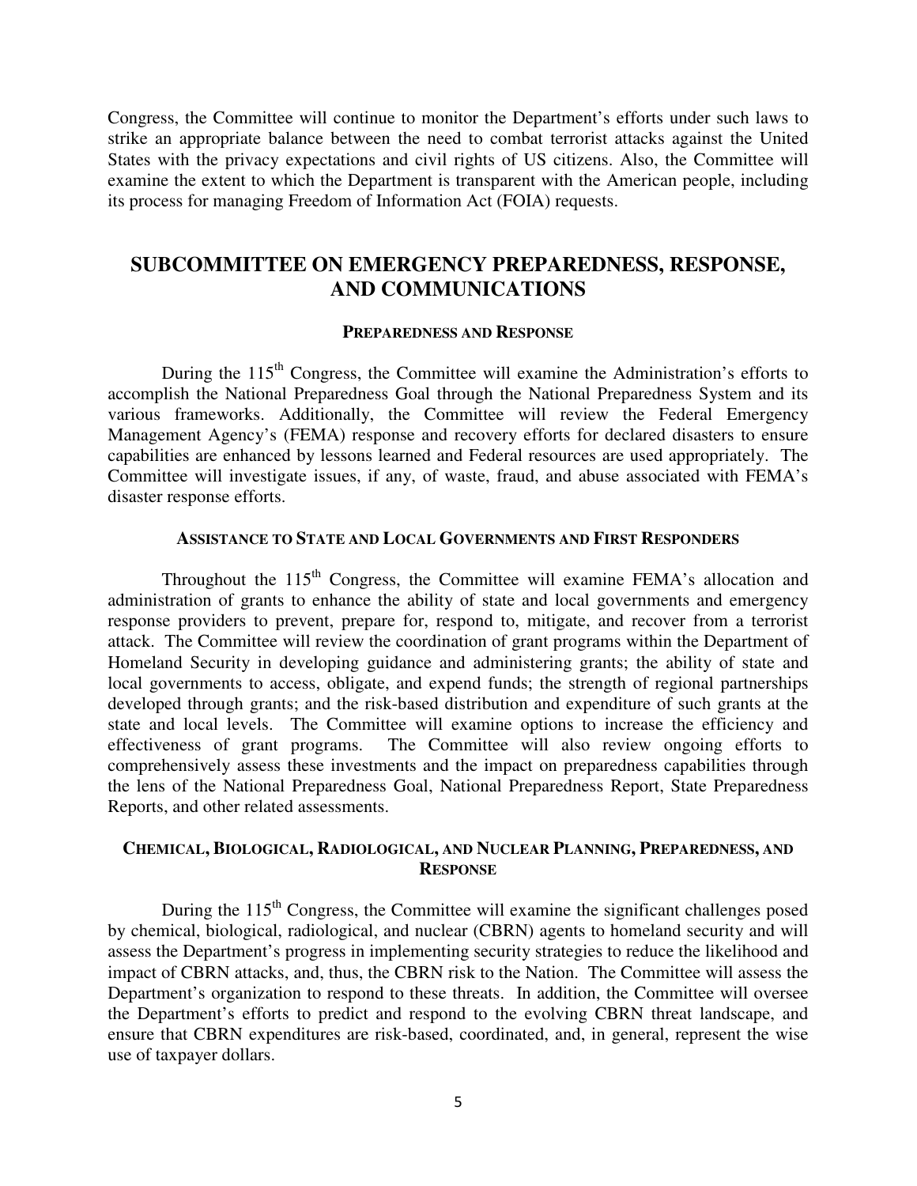Congress, the Committee will continue to monitor the Department's efforts under such laws to strike an appropriate balance between the need to combat terrorist attacks against the United States with the privacy expectations and civil rights of US citizens. Also, the Committee will examine the extent to which the Department is transparent with the American people, including its process for managing Freedom of Information Act (FOIA) requests.

## SUBCOMMITTEE ON EMERGENCY PREPAREDNESS, RESPONSE, AND COMMUNICATIONS

### PREPAREDNESS AND RESPONSE

During the 115th Congress, the Committee will examine the Administration's efforts to accomplish the National Preparedness Goal through the National Preparedness System and its various frameworks. Additionally, the Committee will review the Federal Emergency Management Agency's (FEMA) response and recovery efforts for declared disasters to ensure capabilities are enhanced by lessons learned and Federal resources are used appropriately. The Committee will investigate issues, if any, of waste, fraud, and abuse associated with FEMA's disaster response efforts.

### ASSISTANCE TO STATE AND LOCAL GOVERNMENTS AND FIRST RESPONDERS

Throughout the 115th Congress, the Committee will examine FEMA's allocation and administration of grants to enhance the ability of state and local governments and emergency response providers to prevent, prepare for, respond to, mitigate, and recover from a terrorist attack. The Committee will review the coordination of grant programs within the Department of Homeland Security in developing guidance and administering grants; the ability of state and local governments to access, obligate, and expend funds; the strength of regional partnerships developed through grants; and the risk-based distribution and expenditure of such grants at the state and local levels. The Committee will examine options to increase the efficiency and effectiveness of grant programs. The Committee will also review ongoing efforts to comprehensively assess these investments and the impact on preparedness capabilities through the lens of the National Preparedness Goal, National Preparedness Report, State Preparedness Reports, and other related assessments.

### CHEMICAL, BIOLOGICAL, RADIOLOGICAL, AND NUCLEAR PLANNING, PREPAREDNESS, AND RESPONSE

During the 115th Congress, the Committee will examine the significant challenges posed by chemical, biological, radiological, and nuclear (CBRN) agents to homeland security and will assess the Department's progress in implementing security strategies to reduce the likelihood and impact of CBRN attacks, and, thus, the CBRN risk to the Nation. The Committee will assess the Department's organization to respond to these threats. In addition, the Committee will oversee the Department's efforts to predict and respond to the evolving CBRN threat landscape, and ensure that CBRN expenditures are risk-based, coordinated, and, in general, represent the wise use of taxpayer dollars.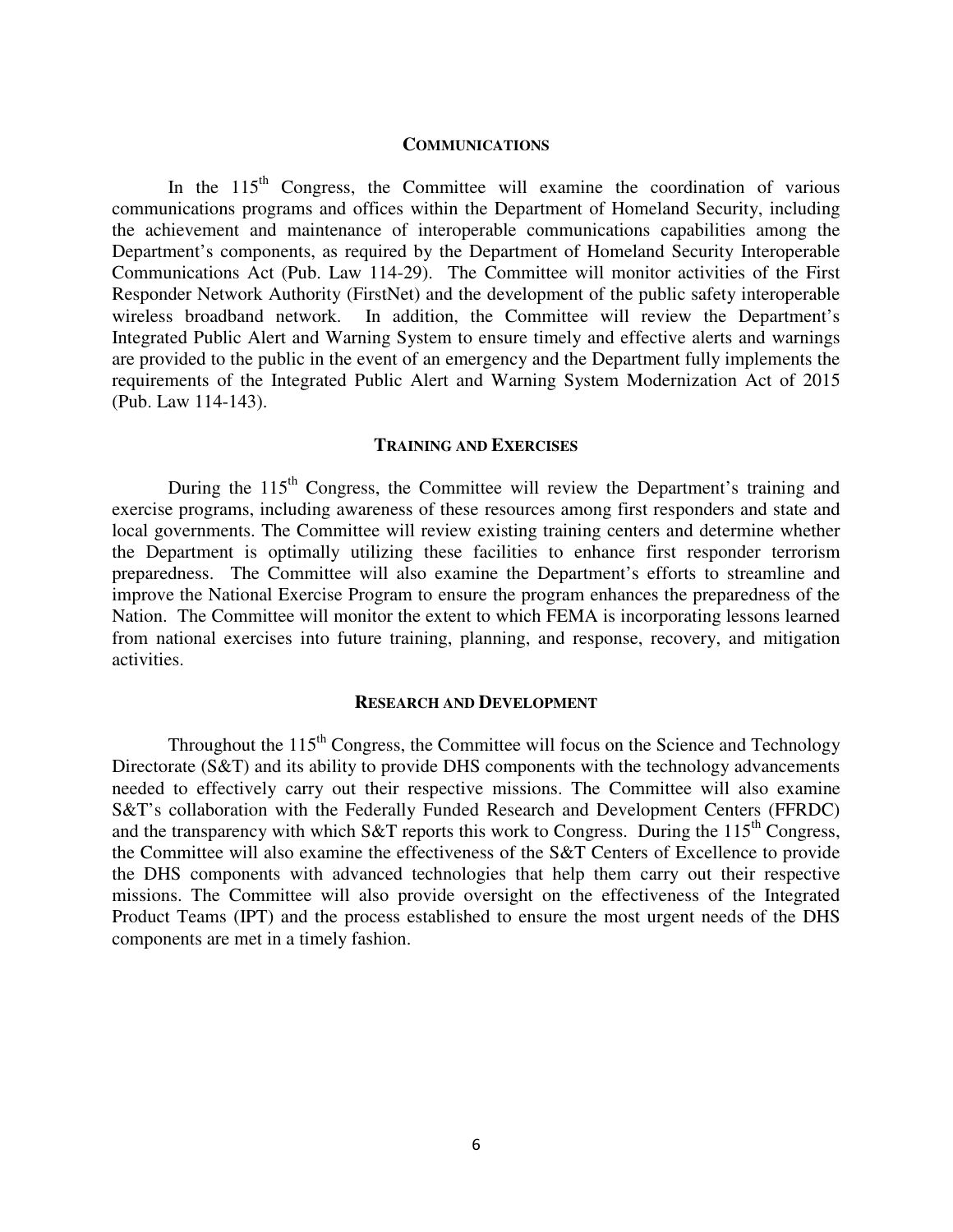## COMMUNICATIONS

In the 115th Congress, the Committee will examine the coordination of various communications programs and offices within the Department of Homeland Security, including the achievement and maintenance of interoperable communications capabilities among the Department's components, as required by the Department of Homeland Security Interoperable Communications Act (Pub. Law 114-29). The Committee will monitor activities of the First Responder Network Authority (FirstNet) and the development of the public safety interoperable wireless broadband network. In addition, the Committee will review the Department's Integrated Public Alert and Warning System to ensure timely and effective alerts and warnings are provided to the public in the event of an emergency and the Department fully implements the requirements of the Integrated Public Alert and Warning System Modernization Act of 2015 (Pub. Law 114-143).

## TRAINING AND EXERCISES

During the 115th Congress, the Committee will review the Department's training and exercise programs, including awareness of these resources among first responders and state and local governments. The Committee will review existing training centers and determine whether the Department is optimally utilizing these facilities to enhance first responder terrorism preparedness. The Committee will also examine the Department's efforts to streamline and improve the National Exercise Program to ensure the program enhances the preparedness of the Nation. The Committee will monitor the extent to which FEMA is incorporating lessons learned from national exercises into future training, planning, and response, recovery, and mitigation activities.

## RESEARCH AND DEVELOPMENT

Throughout the 115th Congress, the Committee will focus on the Science and Technology Directorate (S&T) and its ability to provide DHS components with the technology advancements needed to effectively carry out their respective missions. The Committee will also examine S&T's collaboration with the Federally Funded Research and Development Centers (FFRDC) and the transparency with which S&T reports this work to Congress. During the 115th Congress, the Committee will also examine the effectiveness of the S&T Centers of Excellence to provide the DHS components with advanced technologies that help them carry out their respective missions. The Committee will also provide oversight on the effectiveness of the Integrated Product Teams (IPT) and the process established to ensure the most urgent needs of the DHS components are met in a timely fashion.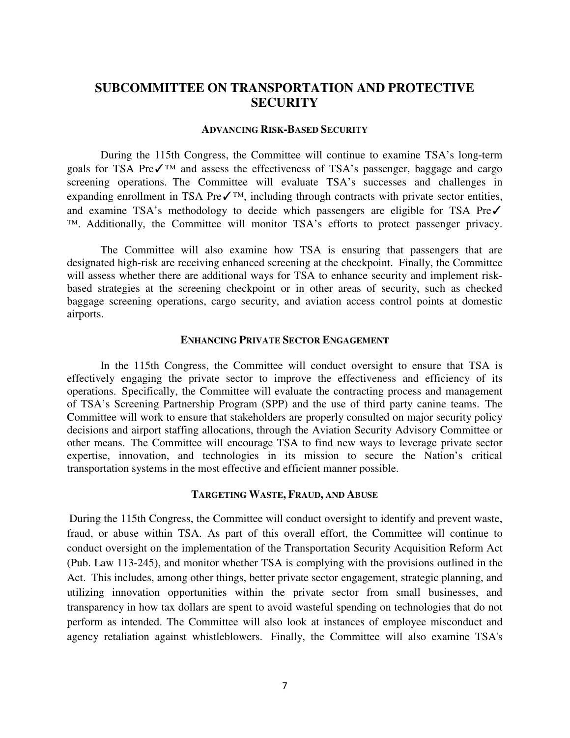## SUBCOMMITTEE ON TRANSPORTATION AND PROTECTIVE SECURITY

### ADVANCING RISK-BASED SECURITY

During the 115th Congress, the Committee will continue to examine TSA's long-term goals for TSA Pre✓™ and assess the effectiveness of TSA's passenger, baggage and cargo screening operations. The Committee will evaluate TSA's successes and challenges in expanding enrollment in TSA Pre✓™, including through contracts with private sector entities, and examine TSA's methodology to decide which passengers are eligible for TSA Pre✓™. Additionally, the Committee will monitor TSA's efforts to protect passenger privacy.

The Committee will also examine how TSA is ensuring that passengers that are designated high-risk are receiving enhanced screening at the checkpoint. Finally, the Committee will assess whether there are additional ways for TSA to enhance security and implement risk-based strategies at the screening checkpoint or in other areas of security, such as checked baggage screening operations, cargo security, and aviation access control points at domestic airports.

### ENHANCING PRIVATE SECTOR ENGAGEMENT

In the 115th Congress, the Committee will conduct oversight to ensure that TSA is effectively engaging the private sector to improve the effectiveness and efficiency of its operations. Specifically, the Committee will evaluate the contracting process and management of TSA's Screening Partnership Program (SPP) and the use of third party canine teams. The Committee will work to ensure that stakeholders are properly consulted on major security policy decisions and airport staffing allocations, through the Aviation Security Advisory Committee or other means. The Committee will encourage TSA to find new ways to leverage private sector expertise, innovation, and technologies in its mission to secure the Nation's critical transportation systems in the most effective and efficient manner possible.

### TARGETING WASTE, FRAUD, AND ABUSE

During the 115th Congress, the Committee will conduct oversight to identify and prevent waste, fraud, or abuse within TSA. As part of this overall effort, the Committee will continue to conduct oversight on the implementation of the Transportation Security Acquisition Reform Act (Pub. Law 113-245), and monitor whether TSA is complying with the provisions outlined in the Act. This includes, among other things, better private sector engagement, strategic planning, and utilizing innovation opportunities within the private sector from small businesses, and transparency in how tax dollars are spent to avoid wasteful spending on technologies that do not perform as intended. The Committee will also look at instances of employee misconduct and agency retaliation against whistleblowers. Finally, the Committee will also examine TSA's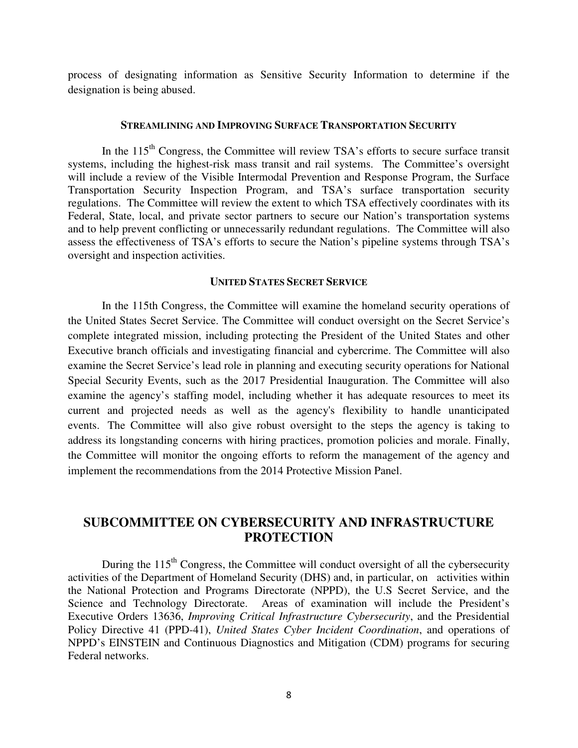process of designating information as Sensitive Security Information to determine if the designation is being abused.

### Streamlining and Improving Surface Transportation Security

In the 115th Congress, the Committee will review TSA's efforts to secure surface transit systems, including the highest-risk mass transit and rail systems. The Committee's oversight will include a review of the Visible Intermodal Prevention and Response Program, the Surface Transportation Security Inspection Program, and TSA's surface transportation security regulations. The Committee will review the extent to which TSA effectively coordinates with its Federal, State, local, and private sector partners to secure our Nation's transportation systems and to help prevent conflicting or unnecessarily redundant regulations. The Committee will also assess the effectiveness of TSA's efforts to secure the Nation's pipeline systems through TSA's oversight and inspection activities.

### United States Secret Service

In the 115th Congress, the Committee will examine the homeland security operations of the United States Secret Service. The Committee will conduct oversight on the Secret Service's complete integrated mission, including protecting the President of the United States and other Executive branch officials and investigating financial and cybercrime. The Committee will also examine the Secret Service's lead role in planning and executing security operations for National Special Security Events, such as the 2017 Presidential Inauguration. The Committee will also examine the agency's staffing model, including whether it has adequate resources to meet its current and projected needs as well as the agency's flexibility to handle unanticipated events. The Committee will also give robust oversight to the steps the agency is taking to address its longstanding concerns with hiring practices, promotion policies and morale. Finally, the Committee will monitor the ongoing efforts to reform the management of the agency and implement the recommendations from the 2014 Protective Mission Panel.

## SUBCOMMITTEE ON CYBERSECURITY AND INFRASTRUCTURE PROTECTION

During the 115th Congress, the Committee will conduct oversight of all the cybersecurity activities of the Department of Homeland Security (DHS) and, in particular, on activities within the National Protection and Programs Directorate (NPPD), the U.S Secret Service, and the Science and Technology Directorate. Areas of examination will include the President's Executive Orders 13636, *Improving Critical Infrastructure Cybersecurity*, and the Presidential Policy Directive 41 (PPD-41), *United States Cyber Incident Coordination*, and operations of NPPD's EINSTEIN and Continuous Diagnostics and Mitigation (CDM) programs for securing Federal networks.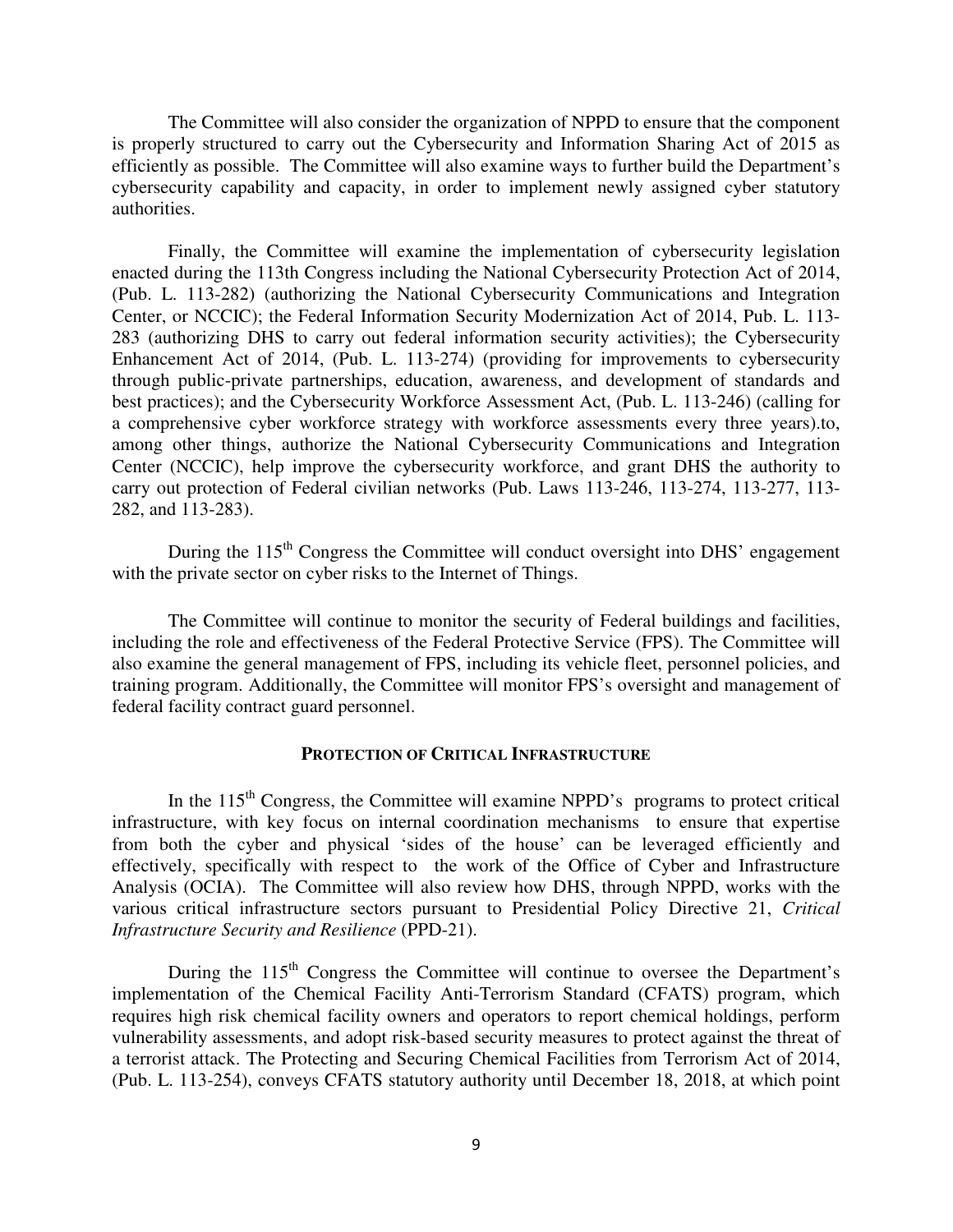The Committee will also consider the organization of NPPD to ensure that the component is properly structured to carry out the Cybersecurity and Information Sharing Act of 2015 as efficiently as possible. The Committee will also examine ways to further build the Department's cybersecurity capability and capacity, in order to implement newly assigned cyber statutory authorities.

Finally, the Committee will examine the implementation of cybersecurity legislation enacted during the 113th Congress including the National Cybersecurity Protection Act of 2014, (Pub. L. 113-282) (authorizing the National Cybersecurity Communications and Integration Center, or NCCIC); the Federal Information Security Modernization Act of 2014, Pub. L. 113-283 (authorizing DHS to carry out federal information security activities); the Cybersecurity Enhancement Act of 2014, (Pub. L. 113-274) (providing for improvements to cybersecurity through public-private partnerships, education, awareness, and development of standards and best practices); and the Cybersecurity Workforce Assessment Act, (Pub. L. 113-246) (calling for a comprehensive cyber workforce strategy with workforce assessments every three years).to, among other things, authorize the National Cybersecurity Communications and Integration Center (NCCIC), help improve the cybersecurity workforce, and grant DHS the authority to carry out protection of Federal civilian networks (Pub. Laws 113-246, 113-274, 113-277, 113-282, and 113-283).

During the 115th Congress the Committee will conduct oversight into DHS' engagement with the private sector on cyber risks to the Internet of Things.

The Committee will continue to monitor the security of Federal buildings and facilities, including the role and effectiveness of the Federal Protective Service (FPS). The Committee will also examine the general management of FPS, including its vehicle fleet, personnel policies, and training program. Additionally, the Committee will monitor FPS's oversight and management of federal facility contract guard personnel.

## PROTECTION OF CRITICAL INFRASTRUCTURE

In the 115th Congress, the Committee will examine NPPD's programs to protect critical infrastructure, with key focus on internal coordination mechanisms to ensure that expertise from both the cyber and physical 'sides of the house' can be leveraged efficiently and effectively, specifically with respect to the work of the Office of Cyber and Infrastructure Analysis (OCIA). The Committee will also review how DHS, through NPPD, works with the various critical infrastructure sectors pursuant to Presidential Policy Directive 21, *Critical Infrastructure Security and Resilience* (PPD-21).

During the 115th Congress the Committee will continue to oversee the Department's implementation of the Chemical Facility Anti-Terrorism Standard (CFATS) program, which requires high risk chemical facility owners and operators to report chemical holdings, perform vulnerability assessments, and adopt risk-based security measures to protect against the threat of a terrorist attack. The Protecting and Securing Chemical Facilities from Terrorism Act of 2014, (Pub. L. 113-254), conveys CFATS statutory authority until December 18, 2018, at which point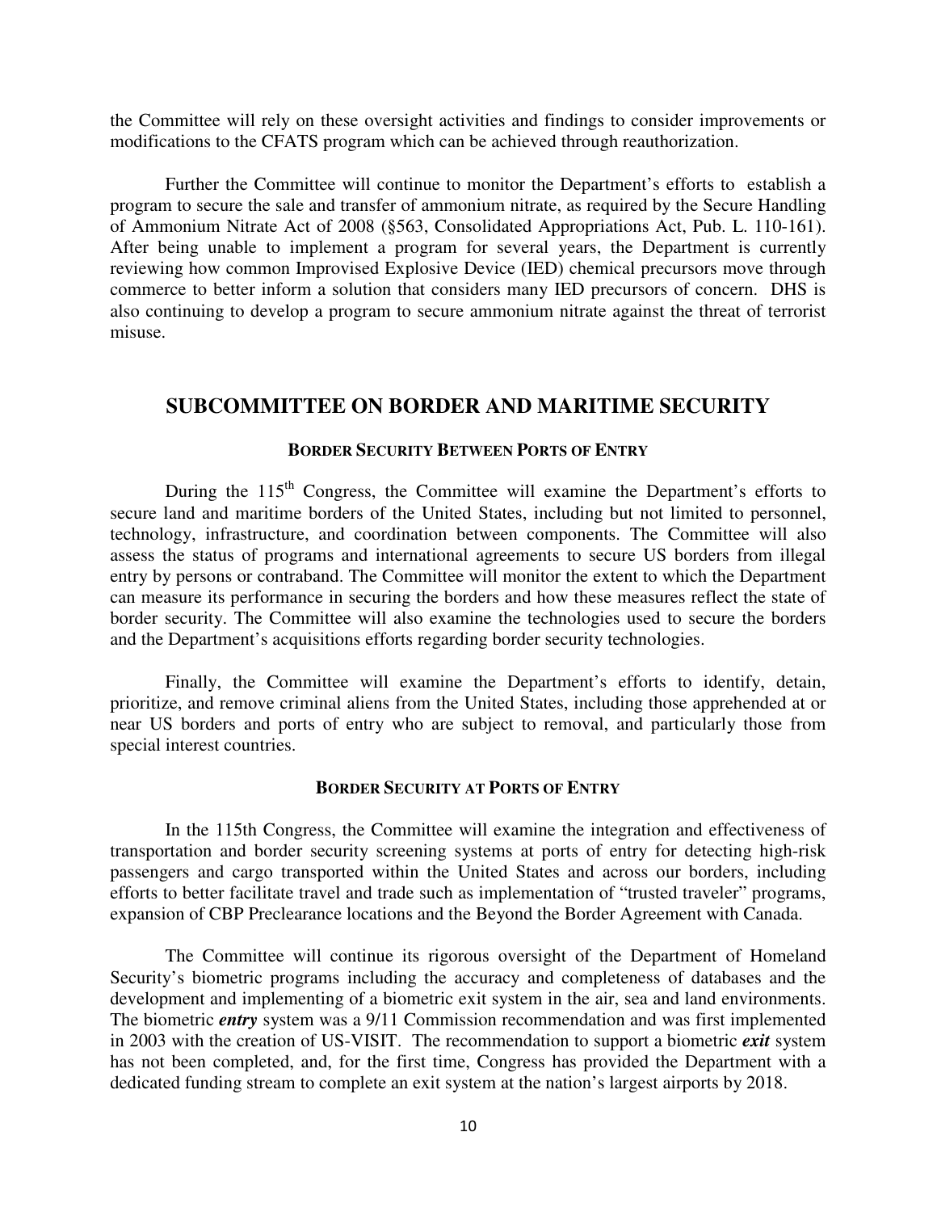the Committee will rely on these oversight activities and findings to consider improvements or modifications to the CFATS program which can be achieved through reauthorization.

Further the Committee will continue to monitor the Department's efforts to establish a program to secure the sale and transfer of ammonium nitrate, as required by the Secure Handling of Ammonium Nitrate Act of 2008 (§563, Consolidated Appropriations Act, Pub. L. 110-161). After being unable to implement a program for several years, the Department is currently reviewing how common Improvised Explosive Device (IED) chemical precursors move through commerce to better inform a solution that considers many IED precursors of concern. DHS is also continuing to develop a program to secure ammonium nitrate against the threat of terrorist misuse.

## SUBCOMMITTEE ON BORDER AND MARITIME SECURITY

### BORDER SECURITY BETWEEN PORTS OF ENTRY

During the 115th Congress, the Committee will examine the Department's efforts to secure land and maritime borders of the United States, including but not limited to personnel, technology, infrastructure, and coordination between components. The Committee will also assess the status of programs and international agreements to secure US borders from illegal entry by persons or contraband. The Committee will monitor the extent to which the Department can measure its performance in securing the borders and how these measures reflect the state of border security. The Committee will also examine the technologies used to secure the borders and the Department's acquisitions efforts regarding border security technologies.

Finally, the Committee will examine the Department's efforts to identify, detain, prioritize, and remove criminal aliens from the United States, including those apprehended at or near US borders and ports of entry who are subject to removal, and particularly those from special interest countries.

### BORDER SECURITY AT PORTS OF ENTRY

In the 115th Congress, the Committee will examine the integration and effectiveness of transportation and border security screening systems at ports of entry for detecting high-risk passengers and cargo transported within the United States and across our borders, including efforts to better facilitate travel and trade such as implementation of "trusted traveler" programs, expansion of CBP Preclearance locations and the Beyond the Border Agreement with Canada.

The Committee will continue its rigorous oversight of the Department of Homeland Security's biometric programs including the accuracy and completeness of databases and the development and implementing of a biometric exit system in the air, sea and land environments. The biometric ***entry*** system was a 9/11 Commission recommendation and was first implemented in 2003 with the creation of US-VISIT. The recommendation to support a biometric ***exit*** system has not been completed, and, for the first time, Congress has provided the Department with a dedicated funding stream to complete an exit system at the nation's largest airports by 2018.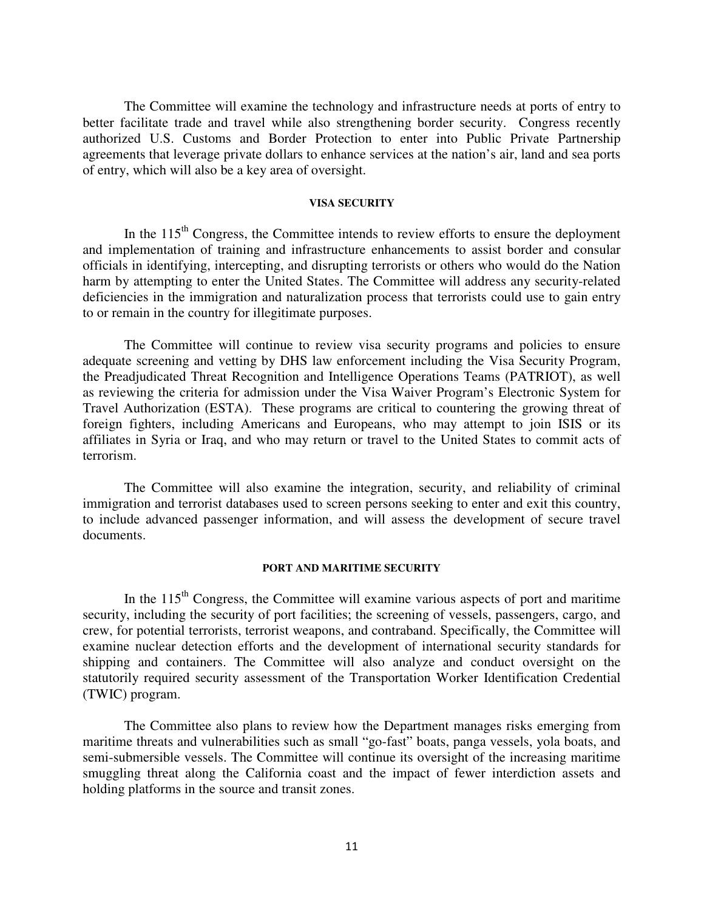The Committee will examine the technology and infrastructure needs at ports of entry to better facilitate trade and travel while also strengthening border security. Congress recently authorized U.S. Customs and Border Protection to enter into Public Private Partnership agreements that leverage private dollars to enhance services at the nation's air, land and sea ports of entry, which will also be a key area of oversight.

#### VISA SECURITY

In the 115th Congress, the Committee intends to review efforts to ensure the deployment and implementation of training and infrastructure enhancements to assist border and consular officials in identifying, intercepting, and disrupting terrorists or others who would do the Nation harm by attempting to enter the United States. The Committee will address any security-related deficiencies in the immigration and naturalization process that terrorists could use to gain entry to or remain in the country for illegitimate purposes.

The Committee will continue to review visa security programs and policies to ensure adequate screening and vetting by DHS law enforcement including the Visa Security Program, the Preadjudicated Threat Recognition and Intelligence Operations Teams (PATRIOT), as well as reviewing the criteria for admission under the Visa Waiver Program's Electronic System for Travel Authorization (ESTA). These programs are critical to countering the growing threat of foreign fighters, including Americans and Europeans, who may attempt to join ISIS or its affiliates in Syria or Iraq, and who may return or travel to the United States to commit acts of terrorism.

The Committee will also examine the integration, security, and reliability of criminal immigration and terrorist databases used to screen persons seeking to enter and exit this country, to include advanced passenger information, and will assess the development of secure travel documents.

#### PORT AND MARITIME SECURITY

In the 115th Congress, the Committee will examine various aspects of port and maritime security, including the security of port facilities; the screening of vessels, passengers, cargo, and crew, for potential terrorists, terrorist weapons, and contraband. Specifically, the Committee will examine nuclear detection efforts and the development of international security standards for shipping and containers. The Committee will also analyze and conduct oversight on the statutorily required security assessment of the Transportation Worker Identification Credential (TWIC) program.

The Committee also plans to review how the Department manages risks emerging from maritime threats and vulnerabilities such as small "go-fast" boats, panga vessels, yola boats, and semi-submersible vessels. The Committee will continue its oversight of the increasing maritime smuggling threat along the California coast and the impact of fewer interdiction assets and holding platforms in the source and transit zones.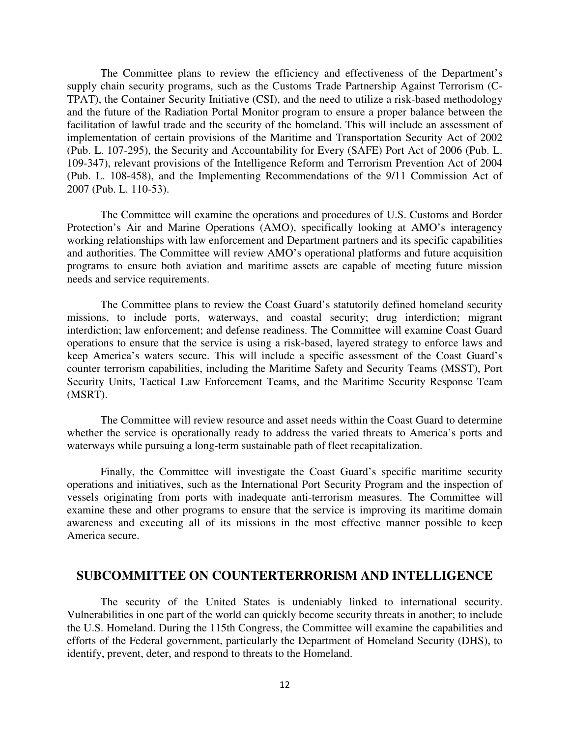The Committee plans to review the efficiency and effectiveness of the Department's supply chain security programs, such as the Customs Trade Partnership Against Terrorism (C-TPAT), the Container Security Initiative (CSI), and the need to utilize a risk-based methodology and the future of the Radiation Portal Monitor program to ensure a proper balance between the facilitation of lawful trade and the security of the homeland. This will include an assessment of implementation of certain provisions of the Maritime and Transportation Security Act of 2002 (Pub. L. 107-295), the Security and Accountability for Every (SAFE) Port Act of 2006 (Pub. L. 109-347), relevant provisions of the Intelligence Reform and Terrorism Prevention Act of 2004 (Pub. L. 108-458), and the Implementing Recommendations of the 9/11 Commission Act of 2007 (Pub. L. 110-53).

The Committee will examine the operations and procedures of U.S. Customs and Border Protection's Air and Marine Operations (AMO), specifically looking at AMO's interagency working relationships with law enforcement and Department partners and its specific capabilities and authorities. The Committee will review AMO's operational platforms and future acquisition programs to ensure both aviation and maritime assets are capable of meeting future mission needs and service requirements.

The Committee plans to review the Coast Guard's statutorily defined homeland security missions, to include ports, waterways, and coastal security; drug interdiction; migrant interdiction; law enforcement; and defense readiness. The Committee will examine Coast Guard operations to ensure that the service is using a risk-based, layered strategy to enforce laws and keep America's waters secure. This will include a specific assessment of the Coast Guard's counter terrorism capabilities, including the Maritime Safety and Security Teams (MSST), Port Security Units, Tactical Law Enforcement Teams, and the Maritime Security Response Team (MSRT).

The Committee will review resource and asset needs within the Coast Guard to determine whether the service is operationally ready to address the varied threats to America's ports and waterways while pursuing a long-term sustainable path of fleet recapitalization.

Finally, the Committee will investigate the Coast Guard's specific maritime security operations and initiatives, such as the International Port Security Program and the inspection of vessels originating from ports with inadequate anti-terrorism measures. The Committee will examine these and other programs to ensure that the service is improving its maritime domain awareness and executing all of its missions in the most effective manner possible to keep America secure.

## SUBCOMMITTEE ON COUNTERTERRORISM AND INTELLIGENCE

The security of the United States is undeniably linked to international security. Vulnerabilities in one part of the world can quickly become security threats in another; to include the U.S. Homeland. During the 115th Congress, the Committee will examine the capabilities and efforts of the Federal government, particularly the Department of Homeland Security (DHS), to identify, prevent, deter, and respond to threats to the Homeland.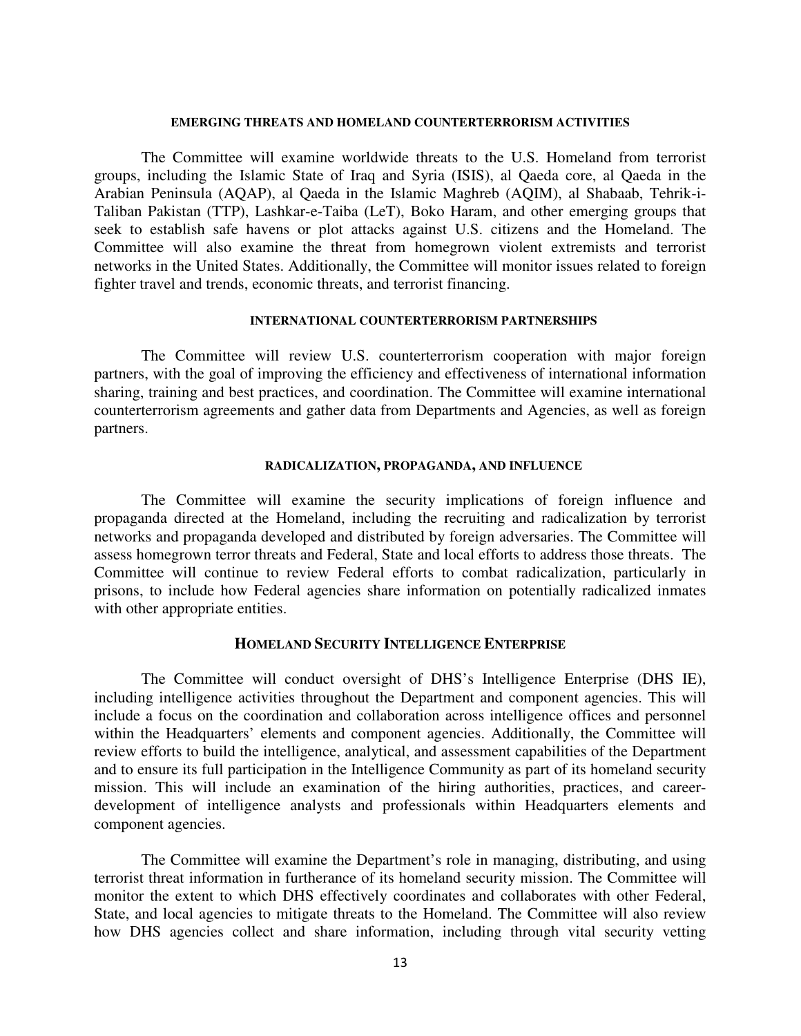### EMERGING THREATS AND HOMELAND COUNTERTERRORISM ACTIVITIES

The Committee will examine worldwide threats to the U.S. Homeland from terrorist groups, including the Islamic State of Iraq and Syria (ISIS), al Qaeda core, al Qaeda in the Arabian Peninsula (AQAP), al Qaeda in the Islamic Maghreb (AQIM), al Shabaab, Tehrik-i-Taliban Pakistan (TTP), Lashkar-e-Taiba (LeT), Boko Haram, and other emerging groups that seek to establish safe havens or plot attacks against U.S. citizens and the Homeland. The Committee will also examine the threat from homegrown violent extremists and terrorist networks in the United States. Additionally, the Committee will monitor issues related to foreign fighter travel and trends, economic threats, and terrorist financing.

### INTERNATIONAL COUNTERTERRORISM PARTNERSHIPS

The Committee will review U.S. counterterrorism cooperation with major foreign partners, with the goal of improving the efficiency and effectiveness of international information sharing, training and best practices, and coordination. The Committee will examine international counterterrorism agreements and gather data from Departments and Agencies, as well as foreign partners.

### RADICALIZATION, PROPAGANDA, AND INFLUENCE

The Committee will examine the security implications of foreign influence and propaganda directed at the Homeland, including the recruiting and radicalization by terrorist networks and propaganda developed and distributed by foreign adversaries. The Committee will assess homegrown terror threats and Federal, State and local efforts to address those threats. The Committee will continue to review Federal efforts to combat radicalization, particularly in prisons, to include how Federal agencies share information on potentially radicalized inmates with other appropriate entities.

## HOMELAND SECURITY INTELLIGENCE ENTERPRISE

The Committee will conduct oversight of DHS's Intelligence Enterprise (DHS IE), including intelligence activities throughout the Department and component agencies. This will include a focus on the coordination and collaboration across intelligence offices and personnel within the Headquarters' elements and component agencies. Additionally, the Committee will review efforts to build the intelligence, analytical, and assessment capabilities of the Department and to ensure its full participation in the Intelligence Community as part of its homeland security mission. This will include an examination of the hiring authorities, practices, and career-development of intelligence analysts and professionals within Headquarters elements and component agencies.

The Committee will examine the Department's role in managing, distributing, and using terrorist threat information in furtherance of its homeland security mission. The Committee will monitor the extent to which DHS effectively coordinates and collaborates with other Federal, State, and local agencies to mitigate threats to the Homeland. The Committee will also review how DHS agencies collect and share information, including through vital security vetting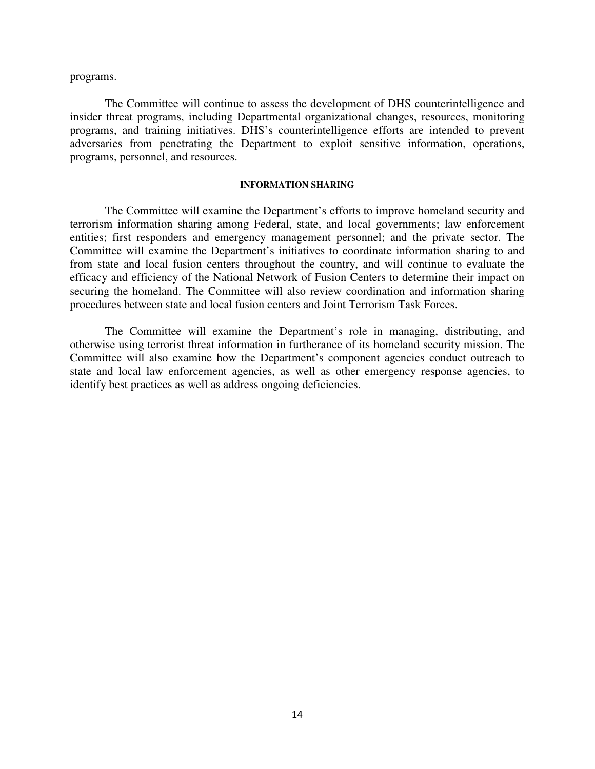programs.

The Committee will continue to assess the development of DHS counterintelligence and insider threat programs, including Departmental organizational changes, resources, monitoring programs, and training initiatives. DHS's counterintelligence efforts are intended to prevent adversaries from penetrating the Department to exploit sensitive information, operations, programs, personnel, and resources.

### INFORMATION SHARING

The Committee will examine the Department's efforts to improve homeland security and terrorism information sharing among Federal, state, and local governments; law enforcement entities; first responders and emergency management personnel; and the private sector. The Committee will examine the Department's initiatives to coordinate information sharing to and from state and local fusion centers throughout the country, and will continue to evaluate the efficacy and efficiency of the National Network of Fusion Centers to determine their impact on securing the homeland. The Committee will also review coordination and information sharing procedures between state and local fusion centers and Joint Terrorism Task Forces.

The Committee will examine the Department's role in managing, distributing, and otherwise using terrorist threat information in furtherance of its homeland security mission. The Committee will also examine how the Department's component agencies conduct outreach to state and local law enforcement agencies, as well as other emergency response agencies, to identify best practices as well as address ongoing deficiencies.